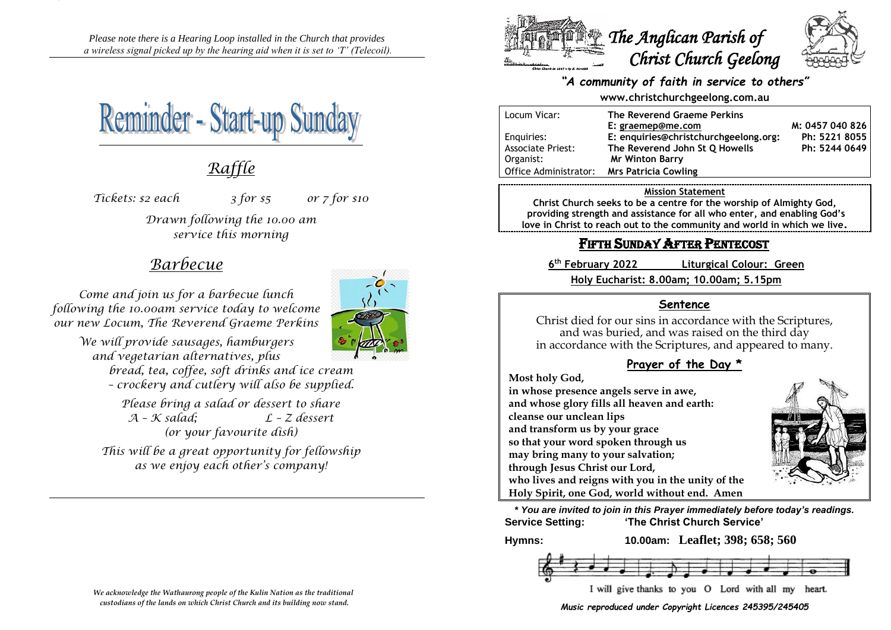*Please note there is a Hearing Loop installed in the Church that provides a wireless signal picked up by the hearing aid when it is set to 'T' (Telecoil).*

# Reminder - Start-up Sunday

## *Raffle*

*Tickets: $2 each 3 for $5 or 7 for $10*

*Drawn following the 10.00 am service this morning*

## *Barbecue*

*Come and join us for a barbecue lunch following the 10.00am service today to welcome our new Locum, The Reverend Graeme Perkins*

*We will provide sausages, hamburgers and vegetarian alternatives, plus bread, tea, coffee, soft drinks and ice cream – crockery and cutlery will also be supplied.*

*Please bring a salad or dessert to share*
*A – K salad; L – Z dessert*
*(or your favourite dish)*

*This will be a great opportunity for fellowship as we enjoy each other's company!*

*We acknowledge the Wathaurong people of the Kulin Nation as the traditional custodians of the lands on which Christ Church and its building now stand.*

# *The Anglican Parish of Christ Church Geelong*

***"A community of faith in service to others"***

**www.christchurchgeelong.com.au**

| | | |
|---|---|---|
| Locum Vicar: | **The Reverend Graeme Perkins** | |
| | **E: graemep@me.com** | **M: 0457 040 826** |
| Enquiries: | **E: enquiries@christchurchgeelong.org:** | **Ph: 5221 8055** |
| Associate Priest: | **The Reverend John St Q Howells** | **Ph: 5244 0649** |
| Organist: | **Mr Winton Barry** | |
| Office Administrator: | **Mrs Patricia Cowling** | |

**Mission Statement**

**Christ Church seeks to be a centre for the worship of Almighty God, providing strength and assistance for all who enter, and enabling God's love in Christ to reach out to the community and world in which we live.**

## FIFTH SUNDAY AFTER PENTECOST

**6th February 2022 Liturgical Colour: Green**

**Holy Eucharist: 8.00am; 10.00am; 5.15pm**

### Sentence

Christ died for our sins in accordance with the Scriptures, and was buried, and was raised on the third day in accordance with the Scriptures, and appeared to many.

### Prayer of the Day *

**Most holy God,**
**in whose presence angels serve in awe,**
**and whose glory fills all heaven and earth:**
**cleanse our unclean lips**
**and transform us by your grace**
**so that your word spoken through us**
**may bring many to your salvation;**
**through Jesus Christ our Lord,**
**who lives and reigns with you in the unity of the Holy Spirit, one God, world without end. Amen**

***\* You are invited to join in this Prayer immediately before today's readings.***

**Service Setting: 'The Christ Church Service'**

**Hymns: 10.00am: Leaflet; 398; 658; 560**

I will give thanks to you O Lord with all my heart.

***Music reproduced under Copyright Licences 245395/245405***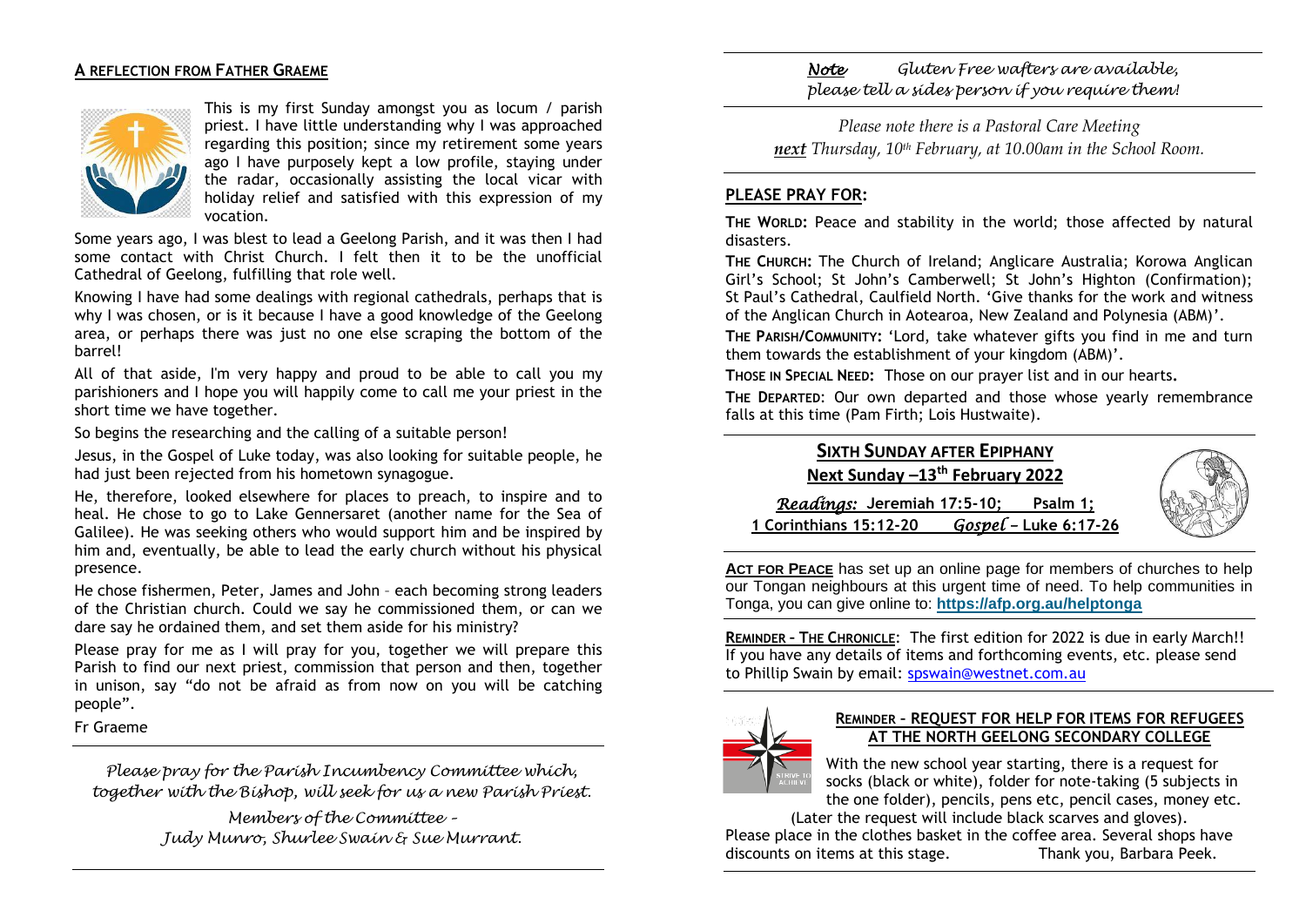## A REFLECTION FROM FATHER GRAEME

This is my first Sunday amongst you as locum / parish priest. I have little understanding why I was approached regarding this position; since my retirement some years ago I have purposely kept a low profile, staying under the radar, occasionally assisting the local vicar with holiday relief and satisfied with this expression of my vocation.

Some years ago, I was blest to lead a Geelong Parish, and it was then I had some contact with Christ Church. I felt then it to be the unofficial Cathedral of Geelong, fulfilling that role well.

Knowing I have had some dealings with regional cathedrals, perhaps that is why I was chosen, or is it because I have a good knowledge of the Geelong area, or perhaps there was just no one else scraping the bottom of the barrel!

All of that aside, I'm very happy and proud to be able to call you my parishioners and I hope you will happily come to call me your priest in the short time we have together.

So begins the researching and the calling of a suitable person!

Jesus, in the Gospel of Luke today, was also looking for suitable people, he had just been rejected from his hometown synagogue.

He, therefore, looked elsewhere for places to preach, to inspire and to heal. He chose to go to Lake Gennersaret (another name for the Sea of Galilee). He was seeking others who would support him and be inspired by him and, eventually, be able to lead the early church without his physical presence.

He chose fishermen, Peter, James and John – each becoming strong leaders of the Christian church. Could we say he commissioned them, or can we dare say he ordained them, and set them aside for his ministry?

Please pray for me as I will pray for you, together we will prepare this Parish to find our next priest, commission that person and then, together in unison, say "do not be afraid as from now on you will be catching people".

Fr Graeme

---

*Please pray for the Parish Incumbency Committee which, together with the Bishop, will seek for us a new Parish Priest.*

*Members of the Committee –*
*Judy Munro, Shurlee Swain & Sue Murrant.*

---

***Note*** *Gluten Free wafters are available, please tell a sides person if you require them!*

---

*Please note there is a Pastoral Care Meeting* ***next*** *Thursday, 10th February, at 10.00am in the School Room.*

---

## PLEASE PRAY FOR:

**THE WORLD:** Peace and stability in the world; those affected by natural disasters.

**THE CHURCH:** The Church of Ireland; Anglicare Australia; Korowa Anglican Girl's School; St John's Camberwell; St John's Highton (Confirmation); St Paul's Cathedral, Caulfield North. 'Give thanks for the work and witness of the Anglican Church in Aotearoa, New Zealand and Polynesia (ABM)'.

**THE PARISH/COMMUNITY:** 'Lord, take whatever gifts you find in me and turn them towards the establishment of your kingdom (ABM)'.

**THOSE IN SPECIAL NEED:** Those on our prayer list and in our hearts.

**THE DEPARTED:** Our own departed and those whose yearly remembrance falls at this time (Pam Firth; Lois Hustwaite).

---

## SIXTH SUNDAY AFTER EPIPHANY

**Next Sunday –13th February 2022**

***Readings:*** **Jeremiah 17:5-10; Psalm 1;**
**1 Corinthians 15:12-20** ***Gospel*** **– Luke 6:17-26**

---

**ACT FOR PEACE** has set up an online page for members of churches to help our Tongan neighbours at this urgent time of need. To help communities in Tonga, you can give online to: **https://afp.org.au/helptonga**

---

**REMINDER – THE CHRONICLE**: The first edition for 2022 is due in early March!! If you have any details of items and forthcoming events, etc. please send to Phillip Swain by email: spswain@westnet.com.au

---

### REMINDER – REQUEST FOR HELP FOR ITEMS FOR REFUGEES AT THE NORTH GEELONG SECONDARY COLLEGE

With the new school year starting, there is a request for socks (black or white), folder for note-taking (5 subjects in the one folder), pencils, pens etc, pencil cases, money etc. (Later the request will include black scarves and gloves).

Please place in the clothes basket in the coffee area. Several shops have discounts on items at this stage. Thank you, Barbara Peek.